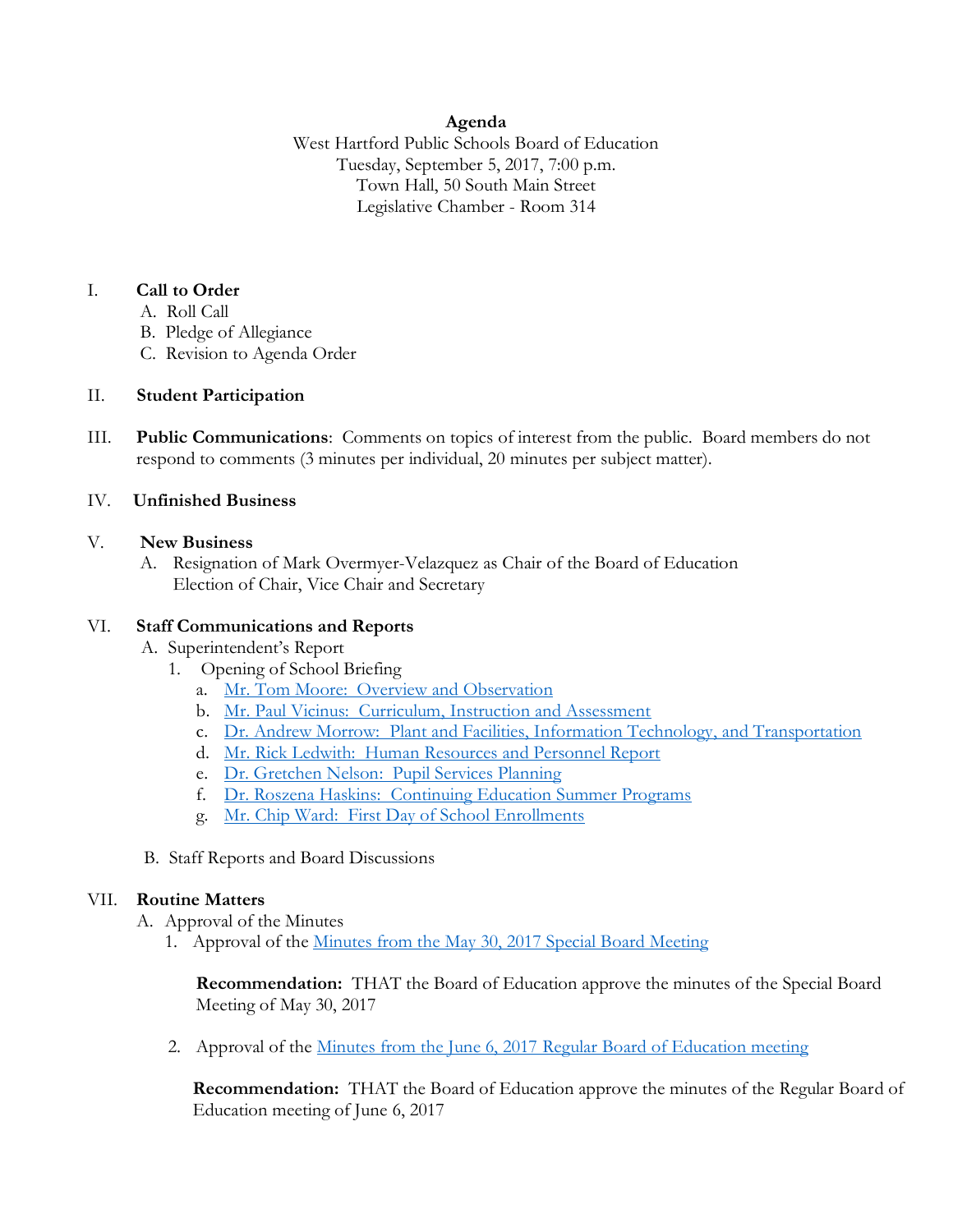**Agenda**

West Hartford Public Schools Board of Education
Tuesday, September 5, 2017, 7:00 p.m.
Town Hall, 50 South Main Street
Legislative Chamber - Room 314

I. **Call to Order**
   - A. Roll Call
   - B. Pledge of Allegiance
   - C. Revision to Agenda Order

II. **Student Participation**

III. **Public Communications**: Comments on topics of interest from the public. Board members do not respond to comments (3 minutes per individual, 20 minutes per subject matter).

IV. **Unfinished Business**

V. **New Business**
   - A. Resignation of Mark Overmyer-Velazquez as Chair of the Board of Education
     Election of Chair, Vice Chair and Secretary

VI. **Staff Communications and Reports**
   - A. Superintendent's Report
     1. Opening of School Briefing
        - a. Mr. Tom Moore: Overview and Observation
        - b. Mr. Paul Vicinus: Curriculum, Instruction and Assessment
        - c. Dr. Andrew Morrow: Plant and Facilities, Information Technology, and Transportation
        - d. Mr. Rick Ledwith: Human Resources and Personnel Report
        - e. Dr. Gretchen Nelson: Pupil Services Planning
        - f. Dr. Roszena Haskins: Continuing Education Summer Programs
        - g. Mr. Chip Ward: First Day of School Enrollments
   - B. Staff Reports and Board Discussions

VII. **Routine Matters**
   - A. Approval of the Minutes
     1. Approval of the Minutes from the May 30, 2017 Special Board Meeting

        **Recommendation:** THAT the Board of Education approve the minutes of the Special Board Meeting of May 30, 2017

     2. Approval of the Minutes from the June 6, 2017 Regular Board of Education meeting

        **Recommendation:** THAT the Board of Education approve the minutes of the Regular Board of Education meeting of June 6, 2017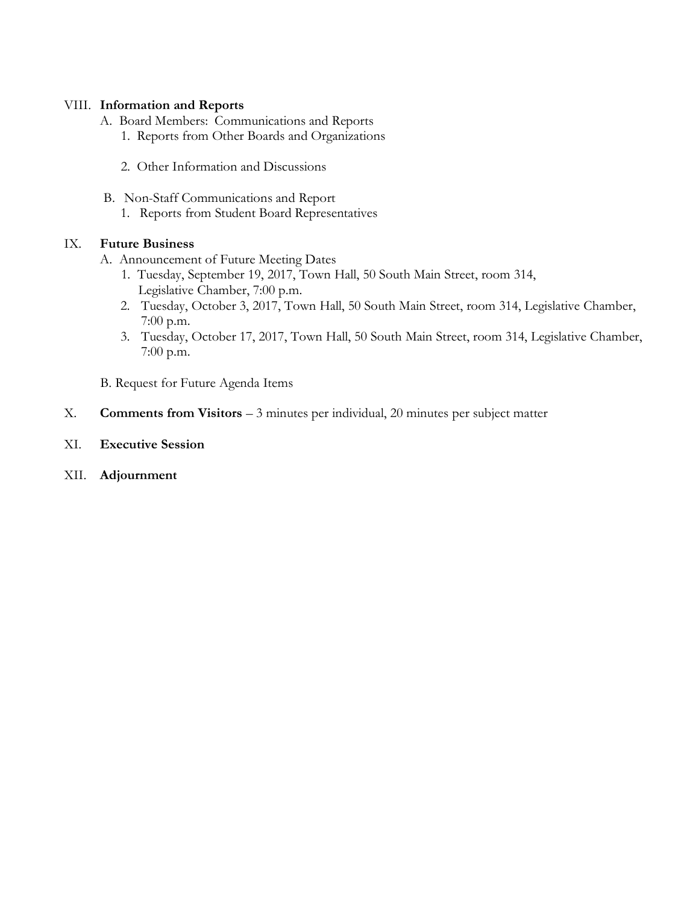VIII. **Information and Reports**

A. Board Members: Communications and Reports

1. Reports from Other Boards and Organizations

2. Other Information and Discussions

B. Non-Staff Communications and Report

1. Reports from Student Board Representatives

IX. **Future Business**

A. Announcement of Future Meeting Dates

1. Tuesday, September 19, 2017, Town Hall, 50 South Main Street, room 314, Legislative Chamber, 7:00 p.m.
2. Tuesday, October 3, 2017, Town Hall, 50 South Main Street, room 314, Legislative Chamber, 7:00 p.m.
3. Tuesday, October 17, 2017, Town Hall, 50 South Main Street, room 314, Legislative Chamber, 7:00 p.m.

B. Request for Future Agenda Items

X. **Comments from Visitors** – 3 minutes per individual, 20 minutes per subject matter

XI. **Executive Session**

XII. **Adjournment**